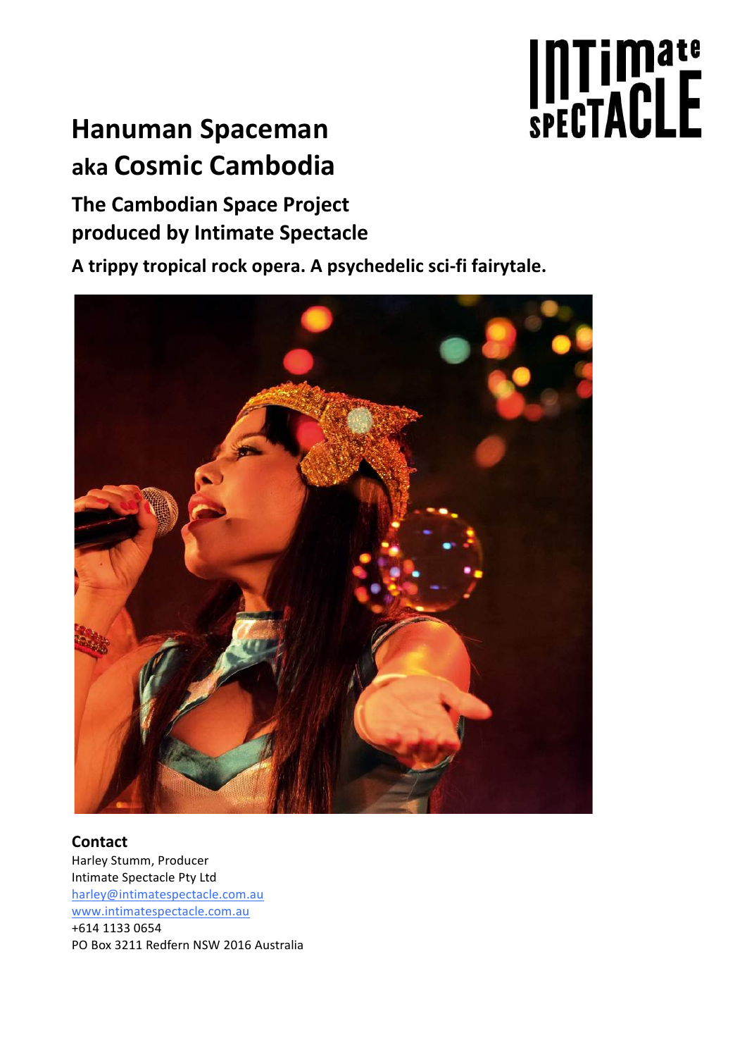# Hanuman Spaceman
## aka Cosmic Cambodia

### The Cambodian Space Project
### produced by Intimate Spectacle

**A trippy tropical rock opera. A psychedelic sci-fi fairytale.**

**Contact**
Harley Stumm, Producer
Intimate Spectacle Pty Ltd
harley@intimatespectacle.com.au
www.intimatespectacle.com.au
+614 1133 0654
PO Box 3211 Redfern NSW 2016 Australia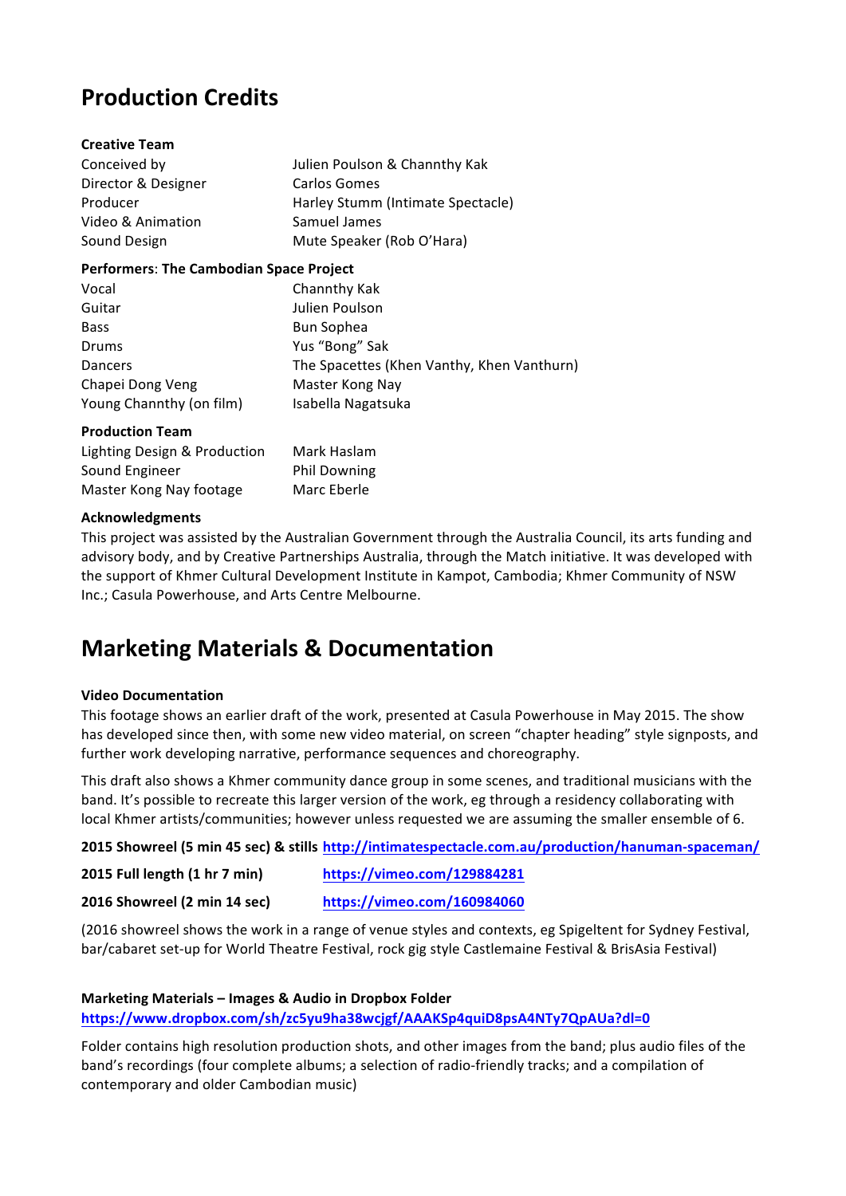# Production Credits

### Creative Team

| | |
|---|---|
| Conceived by | Julien Poulson & Channthy Kak |
| Director & Designer | Carlos Gomes |
| Producer | Harley Stumm (Intimate Spectacle) |
| Video & Animation | Samuel James |
| Sound Design | Mute Speaker (Rob O'Hara) |

### Performers: The Cambodian Space Project

| | |
|---|---|
| Vocal | Channthy Kak |
| Guitar | Julien Poulson |
| Bass | Bun Sophea |
| Drums | Yus "Bong" Sak |
| Dancers | The Spacettes (Khen Vanthy, Khen Vanthurn) |
| Chapei Dong Veng | Master Kong Nay |
| Young Channthy (on film) | Isabella Nagatsuka |

### Production Team

| | |
|---|---|
| Lighting Design & Production | Mark Haslam |
| Sound Engineer | Phil Downing |
| Master Kong Nay footage | Marc Eberle |

### Acknowledgments

This project was assisted by the Australian Government through the Australia Council, its arts funding and advisory body, and by Creative Partnerships Australia, through the Match initiative. It was developed with the support of Khmer Cultural Development Institute in Kampot, Cambodia; Khmer Community of NSW Inc.; Casula Powerhouse, and Arts Centre Melbourne.

# Marketing Materials & Documentation

### Video Documentation

This footage shows an earlier draft of the work, presented at Casula Powerhouse in May 2015. The show has developed since then, with some new video material, on screen "chapter heading" style signposts, and further work developing narrative, performance sequences and choreography.

This draft also shows a Khmer community dance group in some scenes, and traditional musicians with the band. It's possible to recreate this larger version of the work, eg through a residency collaborating with local Khmer artists/communities; however unless requested we are assuming the smaller ensemble of 6.

**2015 Showreel (5 min 45 sec) & stills** http://intimatespectacle.com.au/production/hanuman-spaceman/

**2015 Full length (1 hr 7 min)** https://vimeo.com/129884281

**2016 Showreel (2 min 14 sec)** https://vimeo.com/160984060

(2016 showreel shows the work in a range of venue styles and contexts, eg Spigeltent for Sydney Festival, bar/cabaret set-up for World Theatre Festival, rock gig style Castlemaine Festival & BrisAsia Festival)

### Marketing Materials – Images & Audio in Dropbox Folder

https://www.dropbox.com/sh/zc5yu9ha38wcjgf/AAAKSp4quiD8psA4NTy7QpAUa?dl=0

Folder contains high resolution production shots, and other images from the band; plus audio files of the band's recordings (four complete albums; a selection of radio-friendly tracks; and a compilation of contemporary and older Cambodian music)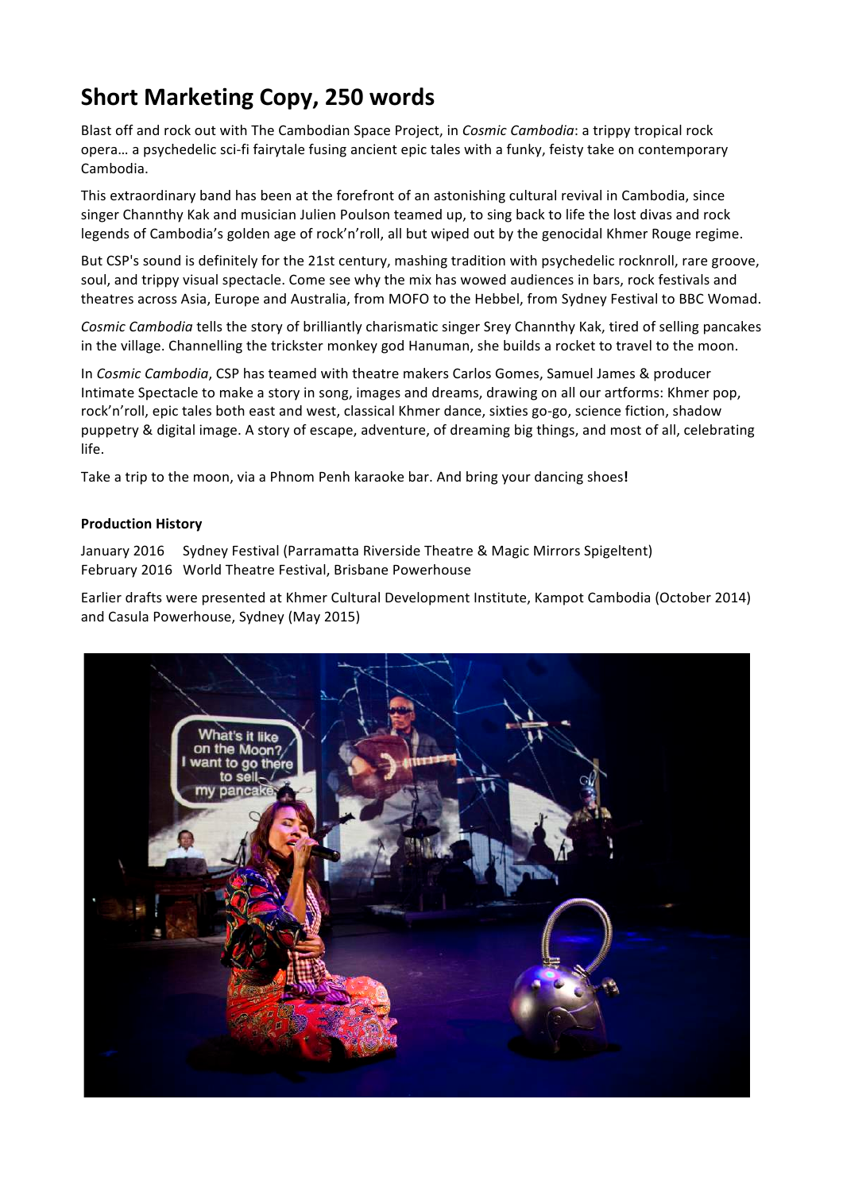# Short Marketing Copy, 250 words

Blast off and rock out with The Cambodian Space Project, in *Cosmic Cambodia*: a trippy tropical rock opera… a psychedelic sci-fi fairytale fusing ancient epic tales with a funky, feisty take on contemporary Cambodia.

This extraordinary band has been at the forefront of an astonishing cultural revival in Cambodia, since singer Channthy Kak and musician Julien Poulson teamed up, to sing back to life the lost divas and rock legends of Cambodia's golden age of rock'n'roll, all but wiped out by the genocidal Khmer Rouge regime.

But CSP's sound is definitely for the 21st century, mashing tradition with psychedelic rocknroll, rare groove, soul, and trippy visual spectacle. Come see why the mix has wowed audiences in bars, rock festivals and theatres across Asia, Europe and Australia, from MOFO to the Hebbel, from Sydney Festival to BBC Womad.

*Cosmic Cambodia* tells the story of brilliantly charismatic singer Srey Channthy Kak, tired of selling pancakes in the village. Channelling the trickster monkey god Hanuman, she builds a rocket to travel to the moon.

In *Cosmic Cambodia*, CSP has teamed with theatre makers Carlos Gomes, Samuel James & producer Intimate Spectacle to make a story in song, images and dreams, drawing on all our artforms: Khmer pop, rock'n'roll, epic tales both east and west, classical Khmer dance, sixties go-go, science fiction, shadow puppetry & digital image. A story of escape, adventure, of dreaming big things, and most of all, celebrating life.

Take a trip to the moon, via a Phnom Penh karaoke bar. And bring your dancing shoes**!**

**Production History**

January 2016 Sydney Festival (Parramatta Riverside Theatre & Magic Mirrors Spigeltent)
February 2016 World Theatre Festival, Brisbane Powerhouse

Earlier drafts were presented at Khmer Cultural Development Institute, Kampot Cambodia (October 2014) and Casula Powerhouse, Sydney (May 2015)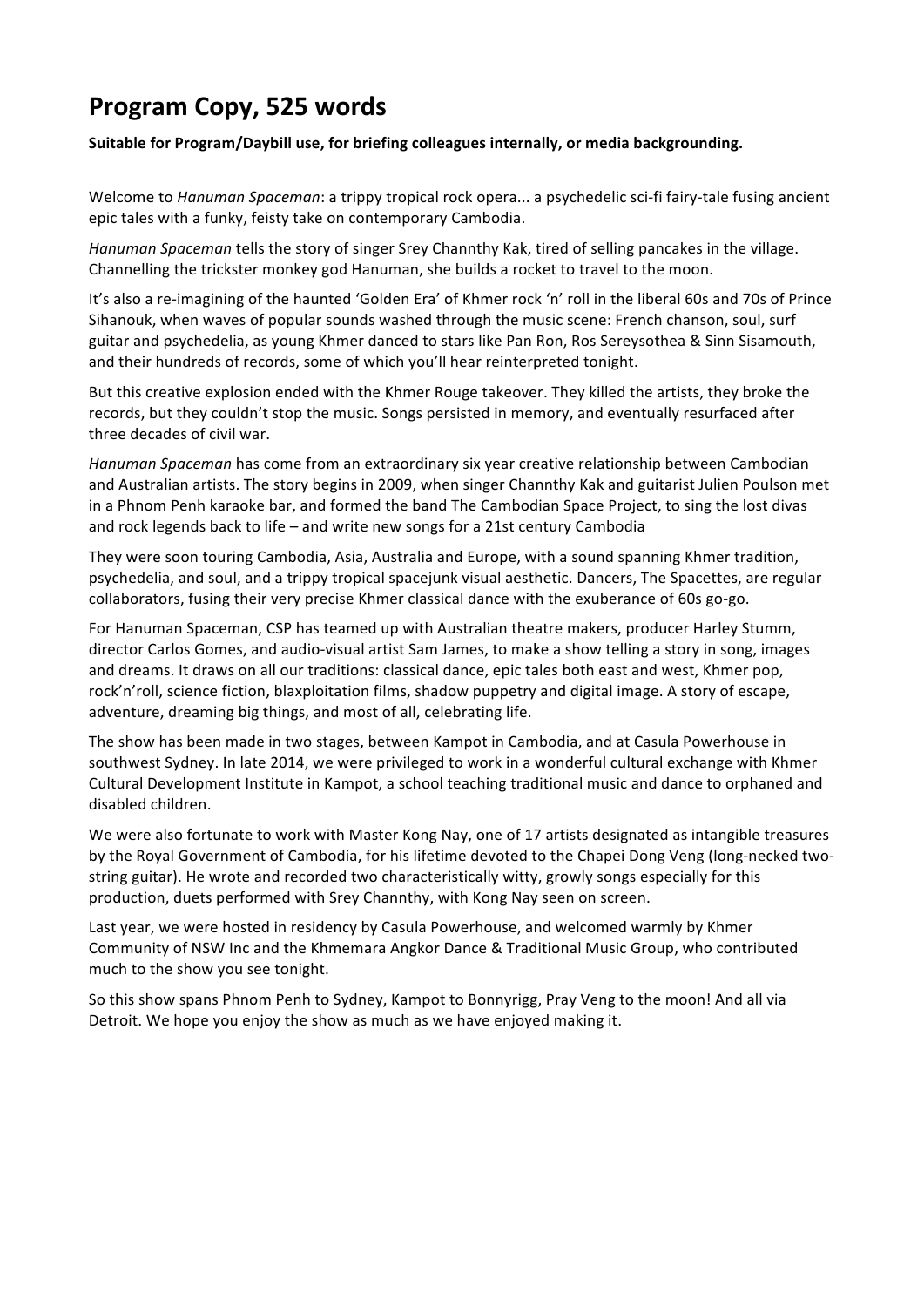# Program Copy, 525 words

**Suitable for Program/Daybill use, for briefing colleagues internally, or media backgrounding.**

Welcome to *Hanuman Spaceman*: a trippy tropical rock opera... a psychedelic sci-fi fairy-tale fusing ancient epic tales with a funky, feisty take on contemporary Cambodia.

*Hanuman Spaceman* tells the story of singer Srey Channthy Kak, tired of selling pancakes in the village. Channelling the trickster monkey god Hanuman, she builds a rocket to travel to the moon.

It's also a re-imagining of the haunted 'Golden Era' of Khmer rock 'n' roll in the liberal 60s and 70s of Prince Sihanouk, when waves of popular sounds washed through the music scene: French chanson, soul, surf guitar and psychedelia, as young Khmer danced to stars like Pan Ron, Ros Sereysothea & Sinn Sisamouth, and their hundreds of records, some of which you'll hear reinterpreted tonight.

But this creative explosion ended with the Khmer Rouge takeover. They killed the artists, they broke the records, but they couldn't stop the music. Songs persisted in memory, and eventually resurfaced after three decades of civil war.

*Hanuman Spaceman* has come from an extraordinary six year creative relationship between Cambodian and Australian artists. The story begins in 2009, when singer Channthy Kak and guitarist Julien Poulson met in a Phnom Penh karaoke bar, and formed the band The Cambodian Space Project, to sing the lost divas and rock legends back to life – and write new songs for a 21st century Cambodia

They were soon touring Cambodia, Asia, Australia and Europe, with a sound spanning Khmer tradition, psychedelia, and soul, and a trippy tropical spacejunk visual aesthetic. Dancers, The Spacettes, are regular collaborators, fusing their very precise Khmer classical dance with the exuberance of 60s go-go.

For Hanuman Spaceman, CSP has teamed up with Australian theatre makers, producer Harley Stumm, director Carlos Gomes, and audio-visual artist Sam James, to make a show telling a story in song, images and dreams. It draws on all our traditions: classical dance, epic tales both east and west, Khmer pop, rock'n'roll, science fiction, blaxploitation films, shadow puppetry and digital image. A story of escape, adventure, dreaming big things, and most of all, celebrating life.

The show has been made in two stages, between Kampot in Cambodia, and at Casula Powerhouse in southwest Sydney. In late 2014, we were privileged to work in a wonderful cultural exchange with Khmer Cultural Development Institute in Kampot, a school teaching traditional music and dance to orphaned and disabled children.

We were also fortunate to work with Master Kong Nay, one of 17 artists designated as intangible treasures by the Royal Government of Cambodia, for his lifetime devoted to the Chapei Dong Veng (long-necked two-string guitar). He wrote and recorded two characteristically witty, growly songs especially for this production, duets performed with Srey Channthy, with Kong Nay seen on screen.

Last year, we were hosted in residency by Casula Powerhouse, and welcomed warmly by Khmer Community of NSW Inc and the Khmemara Angkor Dance & Traditional Music Group, who contributed much to the show you see tonight.

So this show spans Phnom Penh to Sydney, Kampot to Bonnyrigg, Pray Veng to the moon! And all via Detroit. We hope you enjoy the show as much as we have enjoyed making it.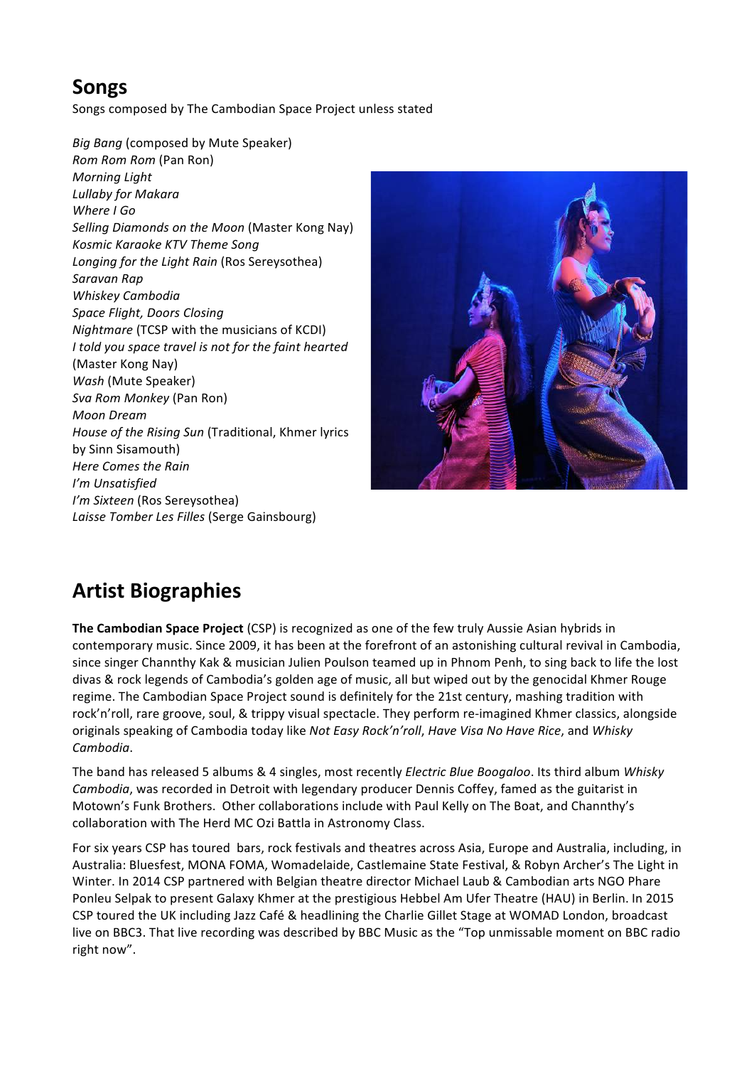## Songs

Songs composed by The Cambodian Space Project unless stated

*Big Bang* (composed by Mute Speaker)
*Rom Rom Rom* (Pan Ron)
*Morning Light*
*Lullaby for Makara*
*Where I Go*
*Selling Diamonds on the Moon* (Master Kong Nay)
*Kosmic Karaoke KTV Theme Song*
*Longing for the Light Rain* (Ros Sereysothea)
*Saravan Rap*
*Whiskey Cambodia*
*Space Flight, Doors Closing*
*Nightmare* (TCSP with the musicians of KCDI)
*I told you space travel is not for the faint hearted* (Master Kong Nay)
*Wash* (Mute Speaker)
*Sva Rom Monkey* (Pan Ron)
*Moon Dream*
*House of the Rising Sun* (Traditional, Khmer lyrics by Sinn Sisamouth)
*Here Comes the Rain*
*I'm Unsatisfied*
*I'm Sixteen* (Ros Sereysothea)
*Laisse Tomber Les Filles* (Serge Gainsbourg)

## Artist Biographies

**The Cambodian Space Project** (CSP) is recognized as one of the few truly Aussie Asian hybrids in contemporary music. Since 2009, it has been at the forefront of an astonishing cultural revival in Cambodia, since singer Channthy Kak & musician Julien Poulson teamed up in Phnom Penh, to sing back to life the lost divas & rock legends of Cambodia's golden age of music, all but wiped out by the genocidal Khmer Rouge regime. The Cambodian Space Project sound is definitely for the 21st century, mashing tradition with rock'n'roll, rare groove, soul, & trippy visual spectacle. They perform re-imagined Khmer classics, alongside originals speaking of Cambodia today like *Not Easy Rock'n'roll*, *Have Visa No Have Rice*, and *Whisky Cambodia*.

The band has released 5 albums & 4 singles, most recently *Electric Blue Boogaloo*. Its third album *Whisky Cambodia*, was recorded in Detroit with legendary producer Dennis Coffey, famed as the guitarist in Motown's Funk Brothers. Other collaborations include with Paul Kelly on The Boat, and Channthy's collaboration with The Herd MC Ozi Battla in Astronomy Class.

For six years CSP has toured bars, rock festivals and theatres across Asia, Europe and Australia, including, in Australia: Bluesfest, MONA FOMA, Womadelaide, Castlemaine State Festival, & Robyn Archer's The Light in Winter. In 2014 CSP partnered with Belgian theatre director Michael Laub & Cambodian arts NGO Phare Ponleu Selpak to present Galaxy Khmer at the prestigious Hebbel Am Ufer Theatre (HAU) in Berlin. In 2015 CSP toured the UK including Jazz Café & headlining the Charlie Gillet Stage at WOMAD London, broadcast live on BBC3. That live recording was described by BBC Music as the "Top unmissable moment on BBC radio right now".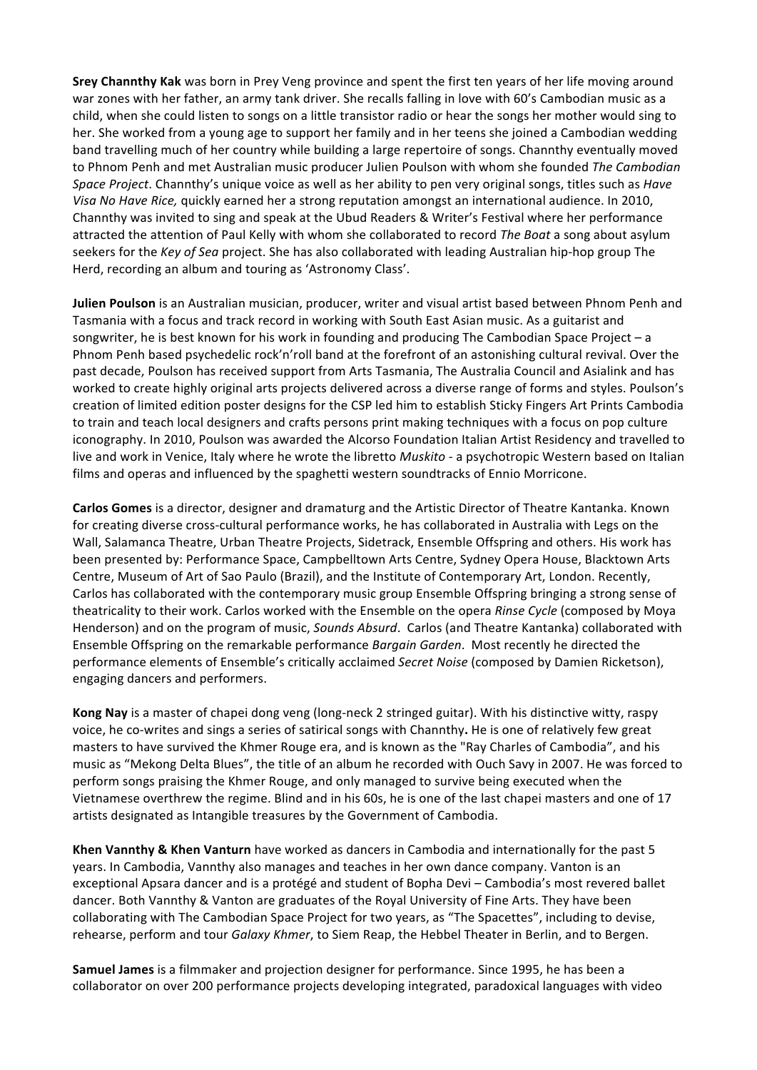**Srey Channthy Kak** was born in Prey Veng province and spent the first ten years of her life moving around war zones with her father, an army tank driver. She recalls falling in love with 60's Cambodian music as a child, when she could listen to songs on a little transistor radio or hear the songs her mother would sing to her. She worked from a young age to support her family and in her teens she joined a Cambodian wedding band travelling much of her country while building a large repertoire of songs. Channthy eventually moved to Phnom Penh and met Australian music producer Julien Poulson with whom she founded *The Cambodian Space Project*. Channthy's unique voice as well as her ability to pen very original songs, titles such as *Have Visa No Have Rice,* quickly earned her a strong reputation amongst an international audience. In 2010, Channthy was invited to sing and speak at the Ubud Readers & Writer's Festival where her performance attracted the attention of Paul Kelly with whom she collaborated to record *The Boat* a song about asylum seekers for the *Key of Sea* project. She has also collaborated with leading Australian hip-hop group The Herd, recording an album and touring as 'Astronomy Class'.

**Julien Poulson** is an Australian musician, producer, writer and visual artist based between Phnom Penh and Tasmania with a focus and track record in working with South East Asian music. As a guitarist and songwriter, he is best known for his work in founding and producing The Cambodian Space Project – a Phnom Penh based psychedelic rock'n'roll band at the forefront of an astonishing cultural revival. Over the past decade, Poulson has received support from Arts Tasmania, The Australia Council and Asialink and has worked to create highly original arts projects delivered across a diverse range of forms and styles. Poulson's creation of limited edition poster designs for the CSP led him to establish Sticky Fingers Art Prints Cambodia to train and teach local designers and crafts persons print making techniques with a focus on pop culture iconography. In 2010, Poulson was awarded the Alcorso Foundation Italian Artist Residency and travelled to live and work in Venice, Italy where he wrote the libretto *Muskito* - a psychotropic Western based on Italian films and operas and influenced by the spaghetti western soundtracks of Ennio Morricone.

**Carlos Gomes** is a director, designer and dramaturg and the Artistic Director of Theatre Kantanka. Known for creating diverse cross-cultural performance works, he has collaborated in Australia with Legs on the Wall, Salamanca Theatre, Urban Theatre Projects, Sidetrack, Ensemble Offspring and others. His work has been presented by: Performance Space, Campbelltown Arts Centre, Sydney Opera House, Blacktown Arts Centre, Museum of Art of Sao Paulo (Brazil), and the Institute of Contemporary Art, London. Recently, Carlos has collaborated with the contemporary music group Ensemble Offspring bringing a strong sense of theatricality to their work. Carlos worked with the Ensemble on the opera *Rinse Cycle* (composed by Moya Henderson) and on the program of music, *Sounds Absurd*. Carlos (and Theatre Kantanka) collaborated with Ensemble Offspring on the remarkable performance *Bargain Garden*. Most recently he directed the performance elements of Ensemble's critically acclaimed *Secret Noise* (composed by Damien Ricketson), engaging dancers and performers.

**Kong Nay** is a master of chapei dong veng (long-neck 2 stringed guitar). With his distinctive witty, raspy voice, he co-writes and sings a series of satirical songs with Channthy**.** He is one of relatively few great masters to have survived the Khmer Rouge era, and is known as the "Ray Charles of Cambodia", and his music as "Mekong Delta Blues", the title of an album he recorded with Ouch Savy in 2007. He was forced to perform songs praising the Khmer Rouge, and only managed to survive being executed when the Vietnamese overthrew the regime. Blind and in his 60s, he is one of the last chapei masters and one of 17 artists designated as Intangible treasures by the Government of Cambodia.

**Khen Vannthy & Khen Vanturn** have worked as dancers in Cambodia and internationally for the past 5 years. In Cambodia, Vannthy also manages and teaches in her own dance company. Vanton is an exceptional Apsara dancer and is a protégé and student of Bopha Devi – Cambodia's most revered ballet dancer. Both Vannthy & Vanton are graduates of the Royal University of Fine Arts. They have been collaborating with The Cambodian Space Project for two years, as "The Spacettes", including to devise, rehearse, perform and tour *Galaxy Khmer*, to Siem Reap, the Hebbel Theater in Berlin, and to Bergen.

**Samuel James** is a filmmaker and projection designer for performance. Since 1995, he has been a collaborator on over 200 performance projects developing integrated, paradoxical languages with video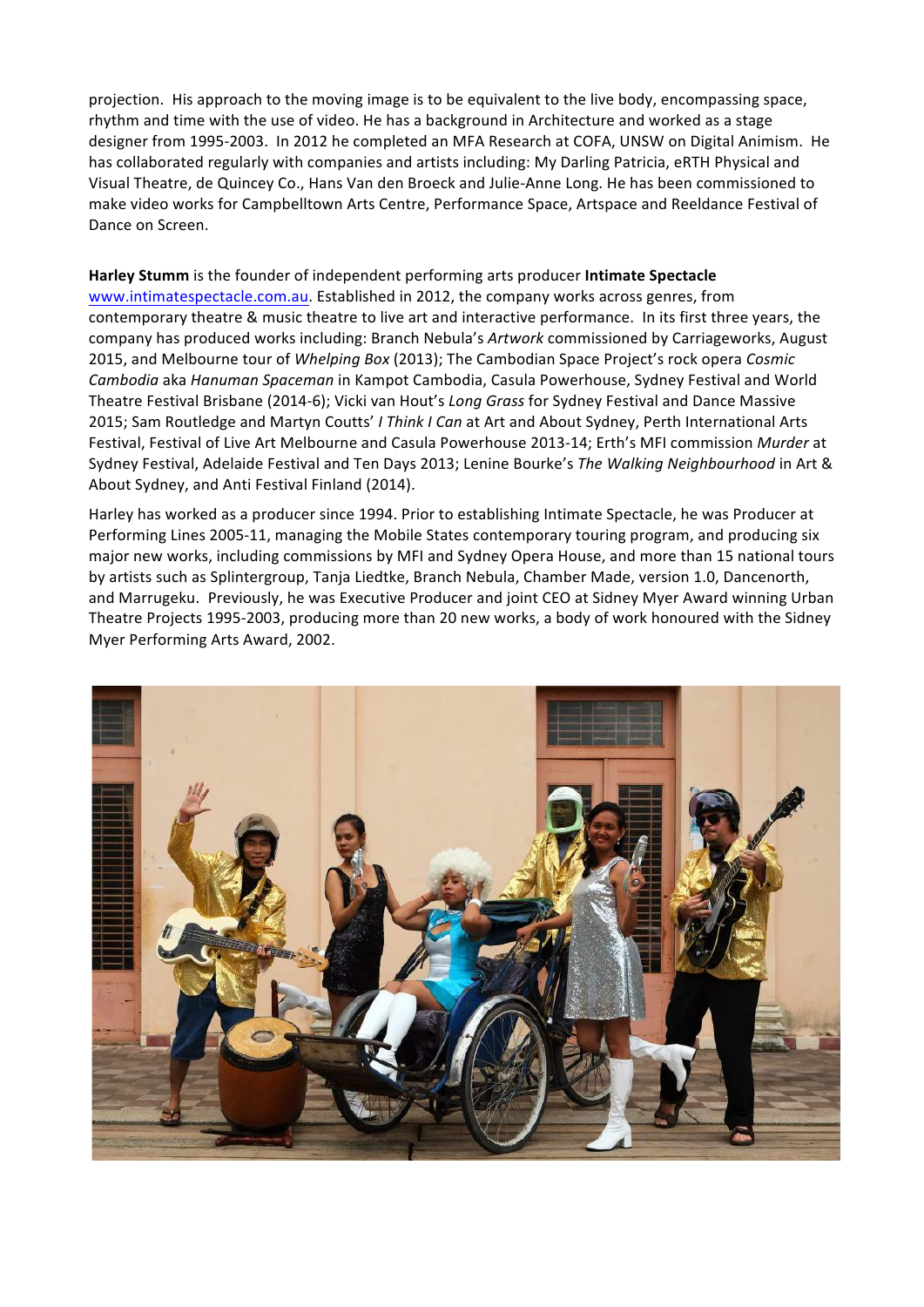projection. His approach to the moving image is to be equivalent to the live body, encompassing space, rhythm and time with the use of video. He has a background in Architecture and worked as a stage designer from 1995-2003. In 2012 he completed an MFA Research at COFA, UNSW on Digital Animism. He has collaborated regularly with companies and artists including: My Darling Patricia, eRTH Physical and Visual Theatre, de Quincey Co., Hans Van den Broeck and Julie-Anne Long. He has been commissioned to make video works for Campbelltown Arts Centre, Performance Space, Artspace and Reeldance Festival of Dance on Screen.

**Harley Stumm** is the founder of independent performing arts producer **Intimate Spectacle** www.intimatespectacle.com.au. Established in 2012, the company works across genres, from contemporary theatre & music theatre to live art and interactive performance. In its first three years, the company has produced works including: Branch Nebula's *Artwork* commissioned by Carriageworks, August 2015, and Melbourne tour of *Whelping Box* (2013); The Cambodian Space Project's rock opera *Cosmic Cambodia* aka *Hanuman Spaceman* in Kampot Cambodia, Casula Powerhouse, Sydney Festival and World Theatre Festival Brisbane (2014-6); Vicki van Hout's *Long Grass* for Sydney Festival and Dance Massive 2015; Sam Routledge and Martyn Coutts' *I Think I Can* at Art and About Sydney, Perth International Arts Festival, Festival of Live Art Melbourne and Casula Powerhouse 2013-14; Erth's MFI commission *Murder* at Sydney Festival, Adelaide Festival and Ten Days 2013; Lenine Bourke's *The Walking Neighbourhood* in Art & About Sydney, and Anti Festival Finland (2014).

Harley has worked as a producer since 1994. Prior to establishing Intimate Spectacle, he was Producer at Performing Lines 2005-11, managing the Mobile States contemporary touring program, and producing six major new works, including commissions by MFI and Sydney Opera House, and more than 15 national tours by artists such as Splintergroup, Tanja Liedtke, Branch Nebula, Chamber Made, version 1.0, Dancenorth, and Marrugeku. Previously, he was Executive Producer and joint CEO at Sidney Myer Award winning Urban Theatre Projects 1995-2003, producing more than 20 new works, a body of work honoured with the Sidney Myer Performing Arts Award, 2002.